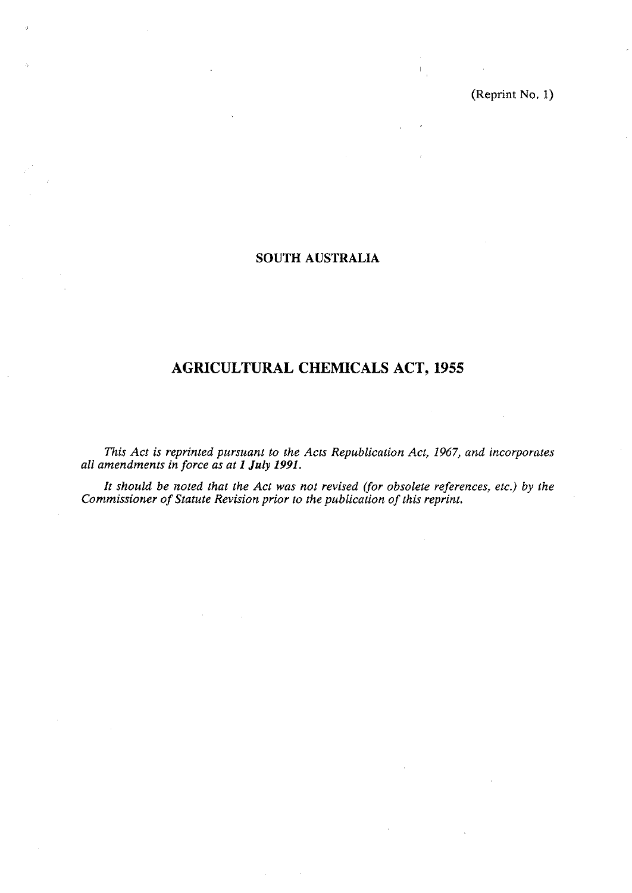(Reprint No. 1)

## SOUTH AUSTRALIA

# AGRICULTURAL CHEMICALS ACT, 1955

*This Act is reprinted pursuant to the Acts Republication Act, 1967, and incorporates all amendments in force as at **1 July 1991**.*

*It should be noted that the Act was not revised (for obsolete references, etc.) by the Commissioner of Statute Revision prior to the publication of this reprint.*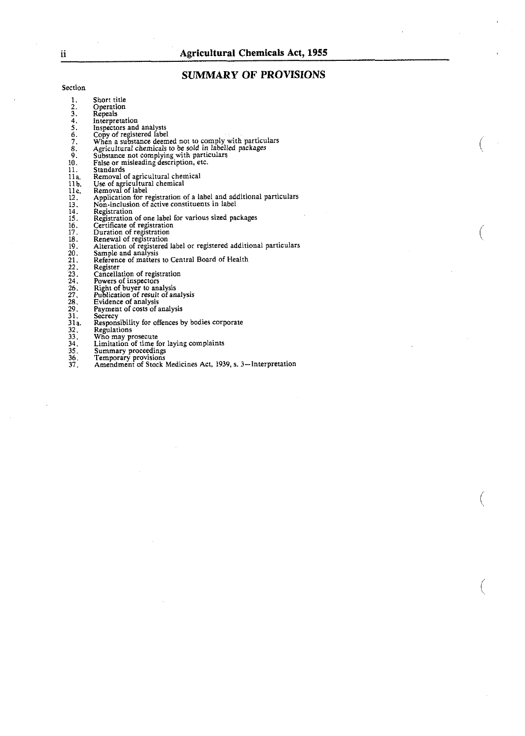## SUMMARY OF PROVISIONS

Section

1. Short title
2. Operation
3. Repeals
4. Interpretation
5. Inspectors and analysts
6. Copy of registered label
7. When a substance deemed not to comply with particulars
8. Agricultural chemicals to be sold in labelled packages
9. Substance not complying with particulars
10. False or misleading description, etc.
11. Standards
11a. Removal of agricultural chemical
11b. Use of agricultural chemical
11c. Removal of label
12. Application for registration of a label and additional particulars
13. Non-inclusion of active constituents in label
14. Registration
15. Registration of one label for various sized packages
16. Certificate of registration
17. Duration of registration
18. Renewal of registration
19. Alteration of registered label or registered additional particulars
20. Sample and analysis
21. Reference of matters to Central Board of Health
22. Register
23. Cancellation of registration
24. Powers of inspectors
26. Right of buyer to analysis
27. Publication of result of analysis
28. Evidence of analysis
29. Payment of costs of analysis
31. Secrecy
31a. Responsibility for offences by bodies corporate
32. Regulations
33. Who may prosecute
34. Limitation of time for laying complaints
35. Summary proceedings
36. Temporary provisions
37. Amendment of Stock Medicines Act, 1939, s. 3—Interpretation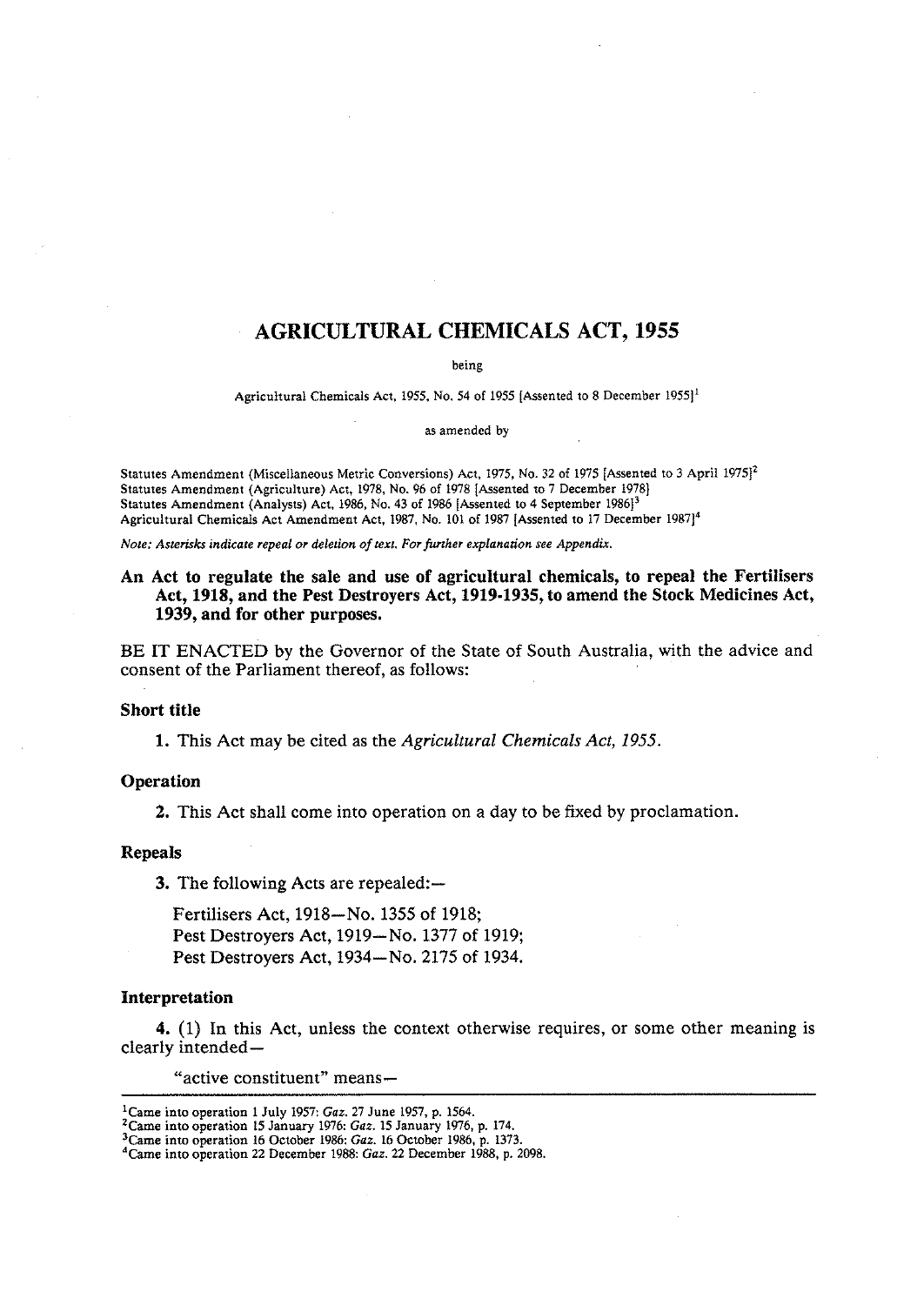# AGRICULTURAL CHEMICALS ACT, 1955

being

Agricultural Chemicals Act, 1955, No. 54 of 1955 [Assented to 8 December 1955][1]

as amended by

Statutes Amendment (Miscellaneous Metric Conversions) Act, 1975, No. 32 of 1975 [Assented to 3 April 1975][2]
Statutes Amendment (Agriculture) Act, 1978, No. 96 of 1978 [Assented to 7 December 1978]
Statutes Amendment (Analysts) Act, 1986, No. 43 of 1986 [Assented to 4 September 1986][3]
Agricultural Chemicals Act Amendment Act, 1987, No. 101 of 1987 [Assented to 17 December 1987][4]

*Note: Asterisks indicate repeal or deletion of text. For further explanation see Appendix.*

**An Act to regulate the sale and use of agricultural chemicals, to repeal the Fertilisers Act, 1918, and the Pest Destroyers Act, 1919-1935, to amend the Stock Medicines Act, 1939, and for other purposes.**

BE IT ENACTED by the Governor of the State of South Australia, with the advice and consent of the Parliament thereof, as follows:

### Short title

**1.** This Act may be cited as the *Agricultural Chemicals Act, 1955.*

### Operation

**2.** This Act shall come into operation on a day to be fixed by proclamation.

### Repeals

**3.** The following Acts are repealed:—

Fertilisers Act, 1918—No. 1355 of 1918;
Pest Destroyers Act, 1919—No. 1377 of 1919;
Pest Destroyers Act, 1934—No. 2175 of 1934.

### Interpretation

**4.** (1) In this Act, unless the context otherwise requires, or some other meaning is clearly intended—

"active constituent" means—

---

[1] Came into operation 1 July 1957: *Gaz.* 27 June 1957, p. 1564.
[2] Came into operation 15 January 1976: *Gaz.* 15 January 1976, p. 174.
[3] Came into operation 16 October 1986: *Gaz.* 16 October 1986, p. 1373.
[4] Came into operation 22 December 1988: *Gaz.* 22 December 1988, p. 2098.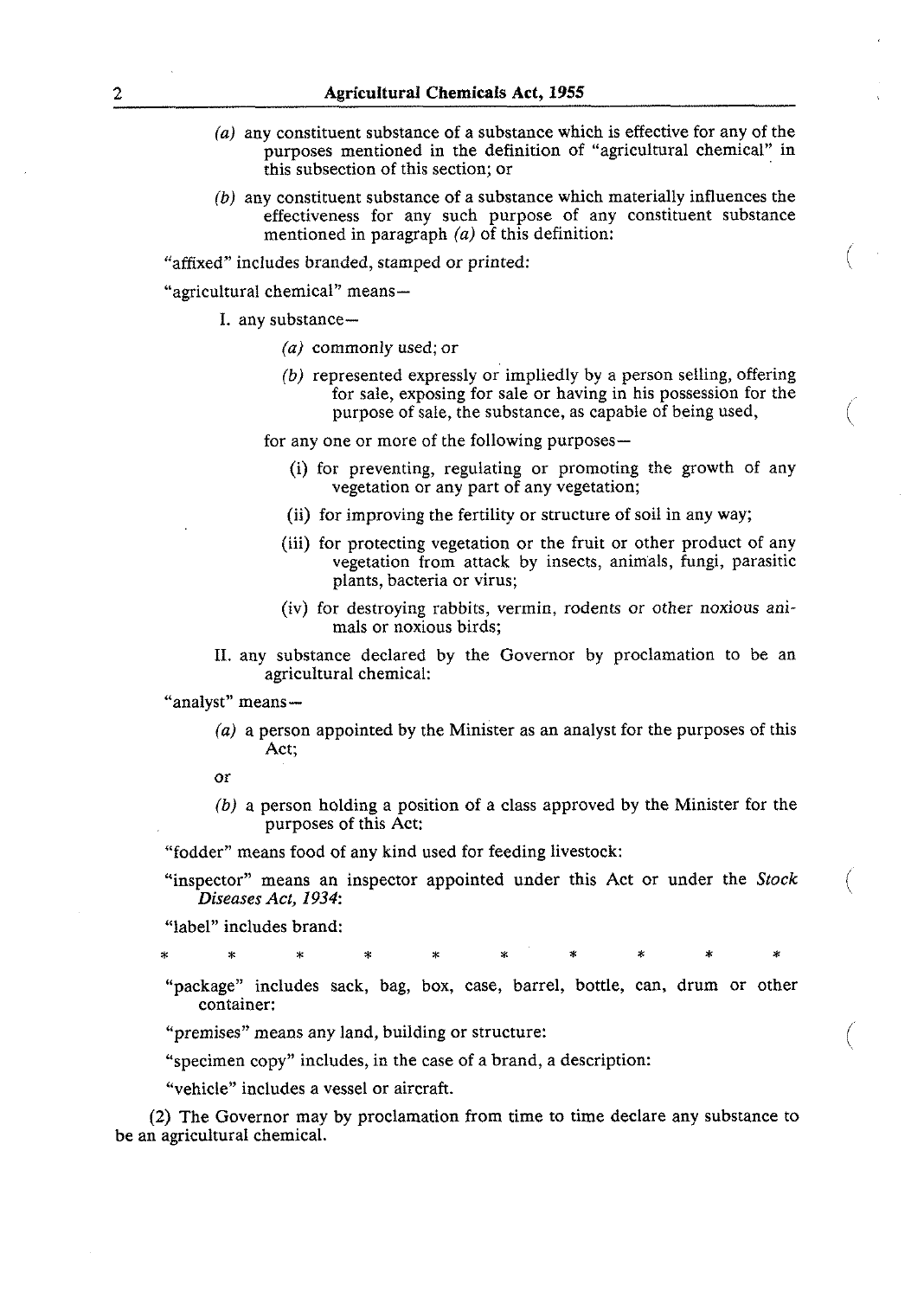(a) any constituent substance of a substance which is effective for any of the purposes mentioned in the definition of "agricultural chemical" in this subsection of this section; or

(b) any constituent substance of a substance which materially influences the effectiveness for any such purpose of any constituent substance mentioned in paragraph *(a)* of this definition:

"affixed" includes branded, stamped or printed:

"agricultural chemical" means—

I. any substance—

*(a)* commonly used; or

*(b)* represented expressly or impliedly by a person selling, offering for sale, exposing for sale or having in his possession for the purpose of sale, the substance, as capable of being used,

for any one or more of the following purposes—

(i) for preventing, regulating or promoting the growth of any vegetation or any part of any vegetation;

(ii) for improving the fertility or structure of soil in any way;

(iii) for protecting vegetation or the fruit or other product of any vegetation from attack by insects, animals, fungi, parasitic plants, bacteria or virus;

(iv) for destroying rabbits, vermin, rodents or other noxious animals or noxious birds;

II. any substance declared by the Governor by proclamation to be an agricultural chemical:

"analyst" means—

*(a)* a person appointed by the Minister as an analyst for the purposes of this Act;

or

*(b)* a person holding a position of a class approved by the Minister for the purposes of this Act:

"fodder" means food of any kind used for feeding livestock:

"inspector" means an inspector appointed under this Act or under the *Stock Diseases Act, 1934*:

"label" includes brand:

\* \* \* \* \* \* \* \* \* \*

"package" includes sack, bag, box, case, barrel, bottle, can, drum or other container:

"premises" means any land, building or structure:

"specimen copy" includes, in the case of a brand, a description:

"vehicle" includes a vessel or aircraft.

(2) The Governor may by proclamation from time to time declare any substance to be an agricultural chemical.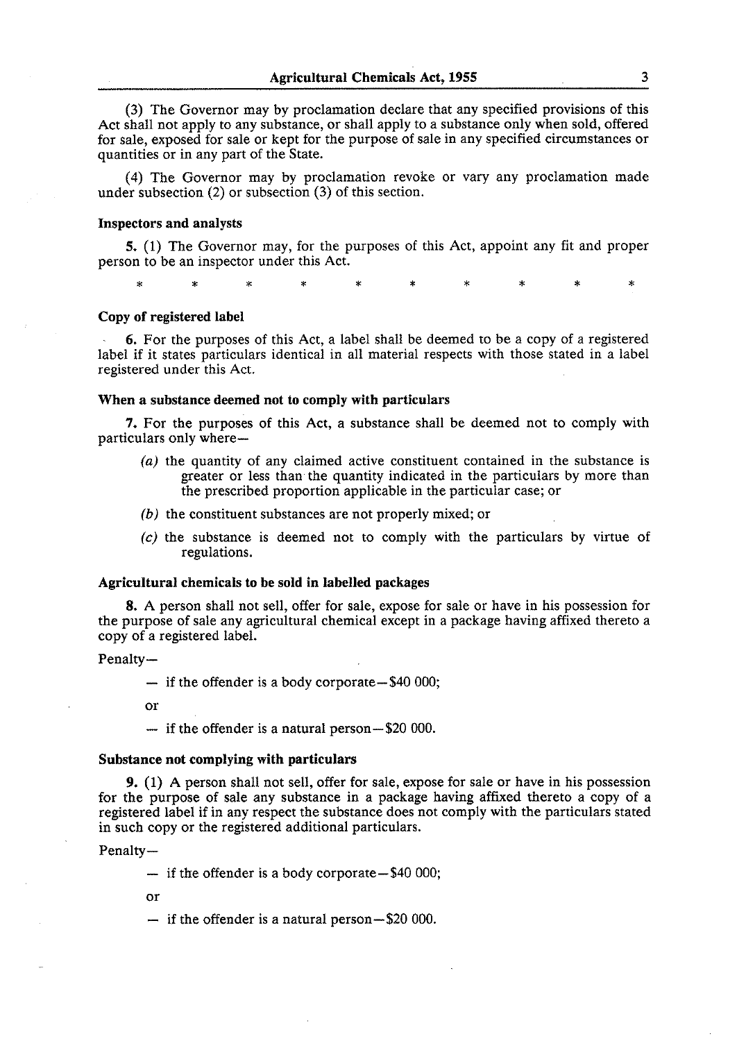(3) The Governor may by proclamation declare that any specified provisions of this Act shall not apply to any substance, or shall apply to a substance only when sold, offered for sale, exposed for sale or kept for the purpose of sale in any specified circumstances or quantities or in any part of the State.

(4) The Governor may by proclamation revoke or vary any proclamation made under subsection (2) or subsection (3) of this section.

**Inspectors and analysts**

**5.** (1) The Governor may, for the purposes of this Act, appoint any fit and proper person to be an inspector under this Act.

\* \* \* \* \* \* \* \* \* \*

**Copy of registered label**

**6.** For the purposes of this Act, a label shall be deemed to be a copy of a registered label if it states particulars identical in all material respects with those stated in a label registered under this Act.

**When a substance deemed not to comply with particulars**

**7.** For the purposes of this Act, a substance shall be deemed not to comply with particulars only where—

- *(a)* the quantity of any claimed active constituent contained in the substance is greater or less than the quantity indicated in the particulars by more than the prescribed proportion applicable in the particular case; or
- *(b)* the constituent substances are not properly mixed; or
- *(c)* the substance is deemed not to comply with the particulars by virtue of regulations.

**Agricultural chemicals to be sold in labelled packages**

**8.** A person shall not sell, offer for sale, expose for sale or have in his possession for the purpose of sale any agricultural chemical except in a package having affixed thereto a copy of a registered label.

Penalty—

— if the offender is a body corporate—$40 000;

or

— if the offender is a natural person—$20 000.

**Substance not complying with particulars**

**9.** (1) A person shall not sell, offer for sale, expose for sale or have in his possession for the purpose of sale any substance in a package having affixed thereto a copy of a registered label if in any respect the substance does not comply with the particulars stated in such copy or the registered additional particulars.

Penalty—

— if the offender is a body corporate—$40 000;

or

— if the offender is a natural person—$20 000.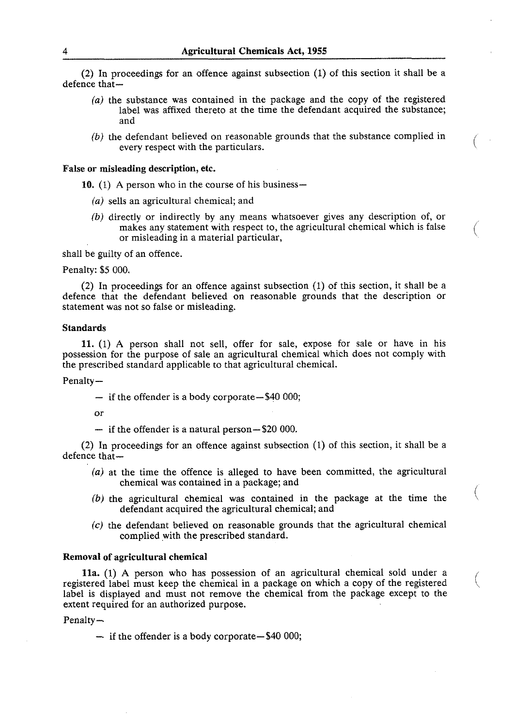(2) In proceedings for an offence against subsection (1) of this section it shall be a defence that—

*(a)* the substance was contained in the package and the copy of the registered label was affixed thereto at the time the defendant acquired the substance; and

*(b)* the defendant believed on reasonable grounds that the substance complied in every respect with the particulars.

**False or misleading description, etc.**

**10.** (1) A person who in the course of his business—

*(a)* sells an agricultural chemical; and

*(b)* directly or indirectly by any means whatsoever gives any description of, or makes any statement with respect to, the agricultural chemical which is false or misleading in a material particular,

shall be guilty of an offence.

Penalty: $5 000.

(2) In proceedings for an offence against subsection (1) of this section, it shall be a defence that the defendant believed on reasonable grounds that the description or statement was not so false or misleading.

**Standards**

**11.** (1) A person shall not sell, offer for sale, expose for sale or have in his possession for the purpose of sale an agricultural chemical which does not comply with the prescribed standard applicable to that agricultural chemical.

Penalty—

— if the offender is a body corporate—$40 000;

or

— if the offender is a natural person—$20 000.

(2) In proceedings for an offence against subsection (1) of this section, it shall be a defence that—

*(a)* at the time the offence is alleged to have been committed, the agricultural chemical was contained in a package; and

*(b)* the agricultural chemical was contained in the package at the time the defendant acquired the agricultural chemical; and

*(c)* the defendant believed on reasonable grounds that the agricultural chemical complied with the prescribed standard.

**Removal of agricultural chemical**

**11a.** (1) A person who has possession of an agricultural chemical sold under a registered label must keep the chemical in a package on which a copy of the registered label is displayed and must not remove the chemical from the package except to the extent required for an authorized purpose.

Penalty—

— if the offender is a body corporate—$40 000;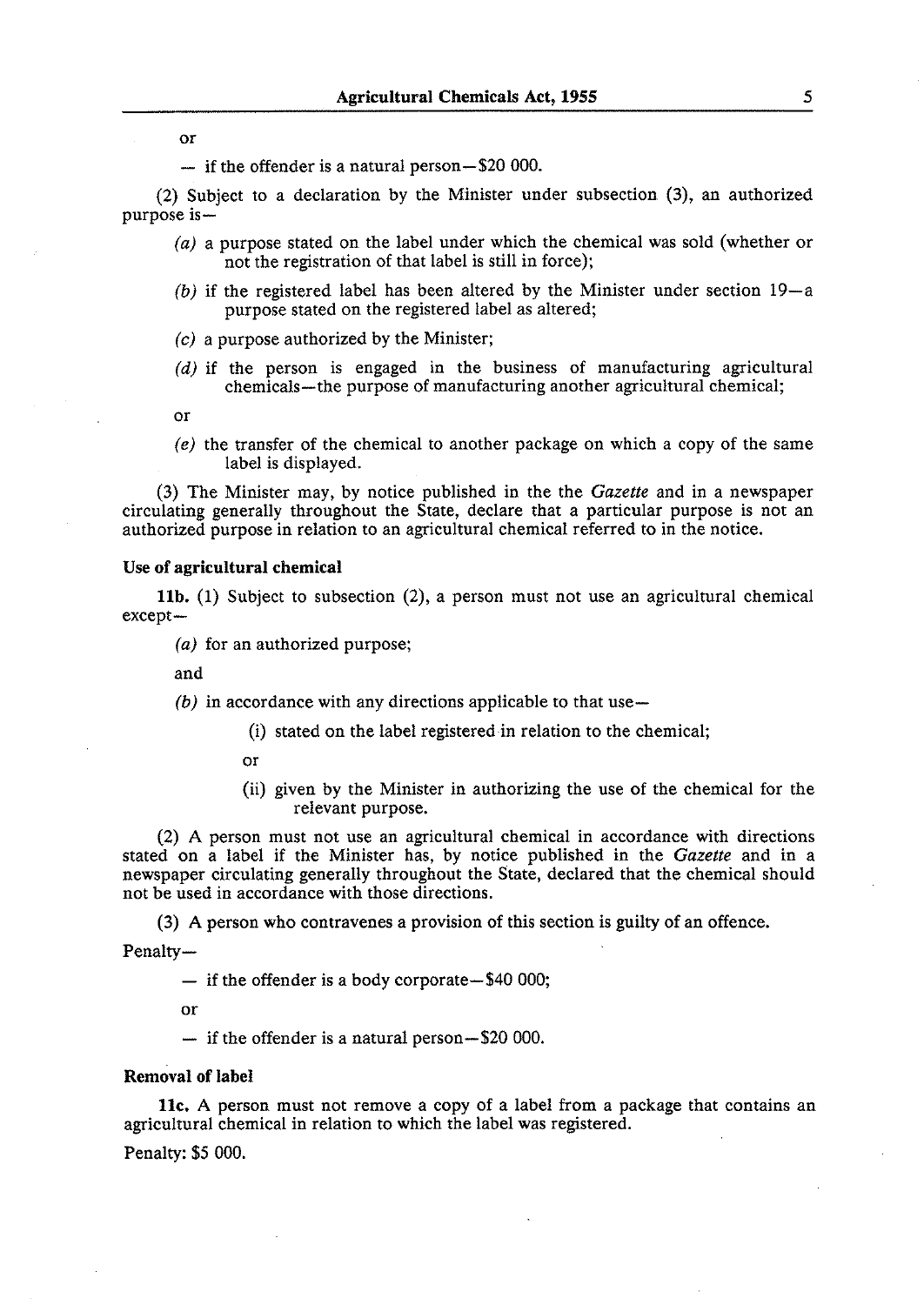or

— if the offender is a natural person—$20 000.

(2) Subject to a declaration by the Minister under subsection (3), an authorized purpose is—

*(a)* a purpose stated on the label under which the chemical was sold (whether or not the registration of that label is still in force);

*(b)* if the registered label has been altered by the Minister under section 19—a purpose stated on the registered label as altered;

*(c)* a purpose authorized by the Minister;

*(d)* if the person is engaged in the business of manufacturing agricultural chemicals—the purpose of manufacturing another agricultural chemical;

or

*(e)* the transfer of the chemical to another package on which a copy of the same label is displayed.

(3) The Minister may, by notice published in the the *Gazette* and in a newspaper circulating generally throughout the State, declare that a particular purpose is not an authorized purpose in relation to an agricultural chemical referred to in the notice.

**Use of agricultural chemical**

**11b.** (1) Subject to subsection (2), a person must not use an agricultural chemical except—

*(a)* for an authorized purpose;

and

*(b)* in accordance with any directions applicable to that use—

(i) stated on the label registered in relation to the chemical;

or

(ii) given by the Minister in authorizing the use of the chemical for the relevant purpose.

(2) A person must not use an agricultural chemical in accordance with directions stated on a label if the Minister has, by notice published in the *Gazette* and in a newspaper circulating generally throughout the State, declared that the chemical should not be used in accordance with those directions.

(3) A person who contravenes a provision of this section is guilty of an offence.

Penalty—

— if the offender is a body corporate—$40 000;

or

— if the offender is a natural person—$20 000.

**Removal of label**

**11c.** A person must not remove a copy of a label from a package that contains an agricultural chemical in relation to which the label was registered.

Penalty: $5 000.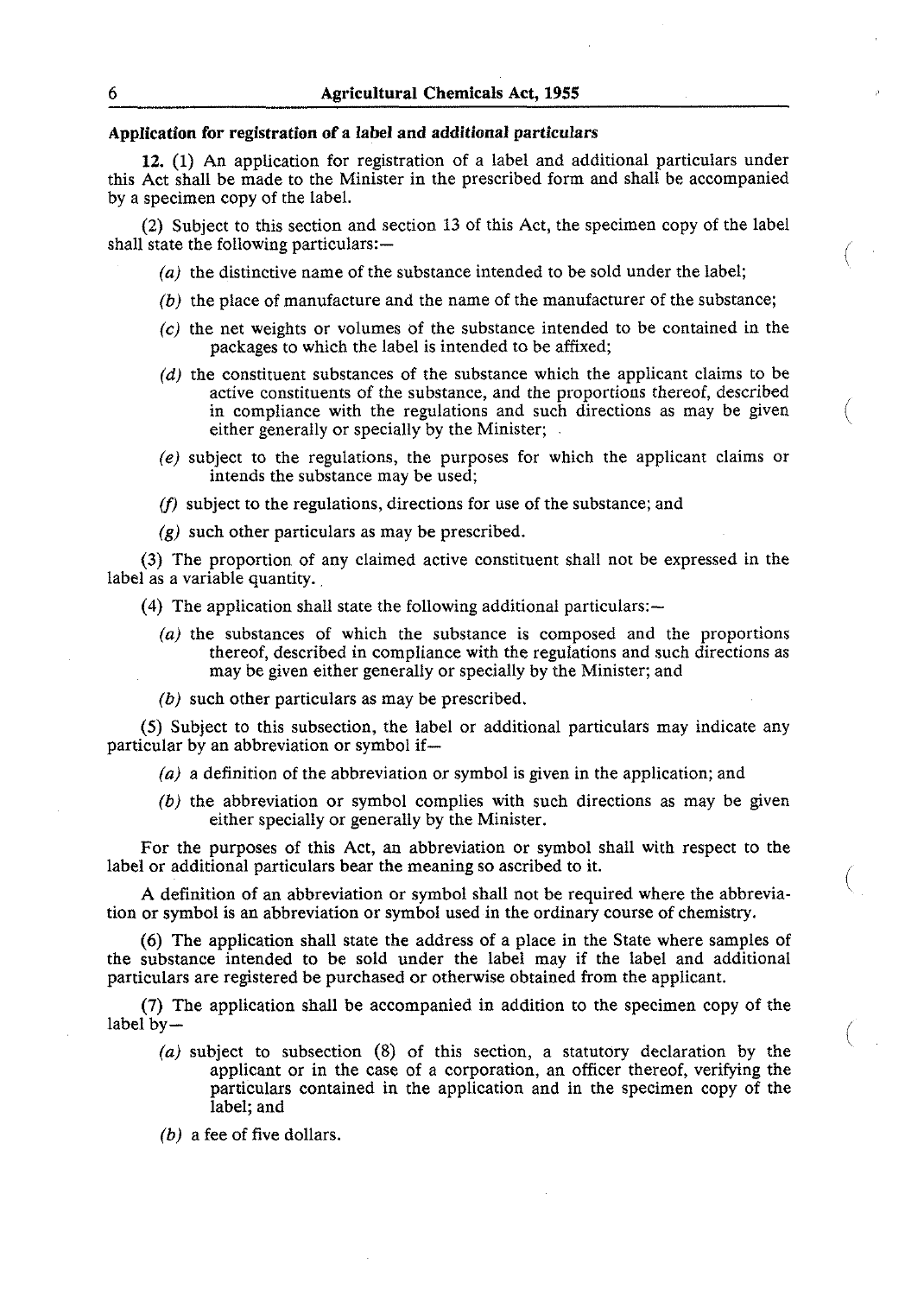**Application for registration of a label and additional particulars**

**12.** (1) An application for registration of a label and additional particulars under this Act shall be made to the Minister in the prescribed form and shall be accompanied by a specimen copy of the label.

(2) Subject to this section and section 13 of this Act, the specimen copy of the label shall state the following particulars:—

- *(a)* the distinctive name of the substance intended to be sold under the label;
- *(b)* the place of manufacture and the name of the manufacturer of the substance;
- *(c)* the net weights or volumes of the substance intended to be contained in the packages to which the label is intended to be affixed;
- *(d)* the constituent substances of the substance which the applicant claims to be active constituents of the substance, and the proportions thereof, described in compliance with the regulations and such directions as may be given either generally or specially by the Minister;
- *(e)* subject to the regulations, the purposes for which the applicant claims or intends the substance may be used;
- *(f)* subject to the regulations, directions for use of the substance; and
- *(g)* such other particulars as may be prescribed.

(3) The proportion of any claimed active constituent shall not be expressed in the label as a variable quantity.

(4) The application shall state the following additional particulars:—

- *(a)* the substances of which the substance is composed and the proportions thereof, described in compliance with the regulations and such directions as may be given either generally or specially by the Minister; and
- *(b)* such other particulars as may be prescribed.

(5) Subject to this subsection, the label or additional particulars may indicate any particular by an abbreviation or symbol if—

- *(a)* a definition of the abbreviation or symbol is given in the application; and
- *(b)* the abbreviation or symbol complies with such directions as may be given either specially or generally by the Minister.

For the purposes of this Act, an abbreviation or symbol shall with respect to the label or additional particulars bear the meaning so ascribed to it.

A definition of an abbreviation or symbol shall not be required where the abbreviation or symbol is an abbreviation or symbol used in the ordinary course of chemistry.

(6) The application shall state the address of a place in the State where samples of the substance intended to be sold under the label may if the label and additional particulars are registered be purchased or otherwise obtained from the applicant.

(7) The application shall be accompanied in addition to the specimen copy of the label by—

- *(a)* subject to subsection (8) of this section, a statutory declaration by the applicant or in the case of a corporation, an officer thereof, verifying the particulars contained in the application and in the specimen copy of the label; and
- *(b)* a fee of five dollars.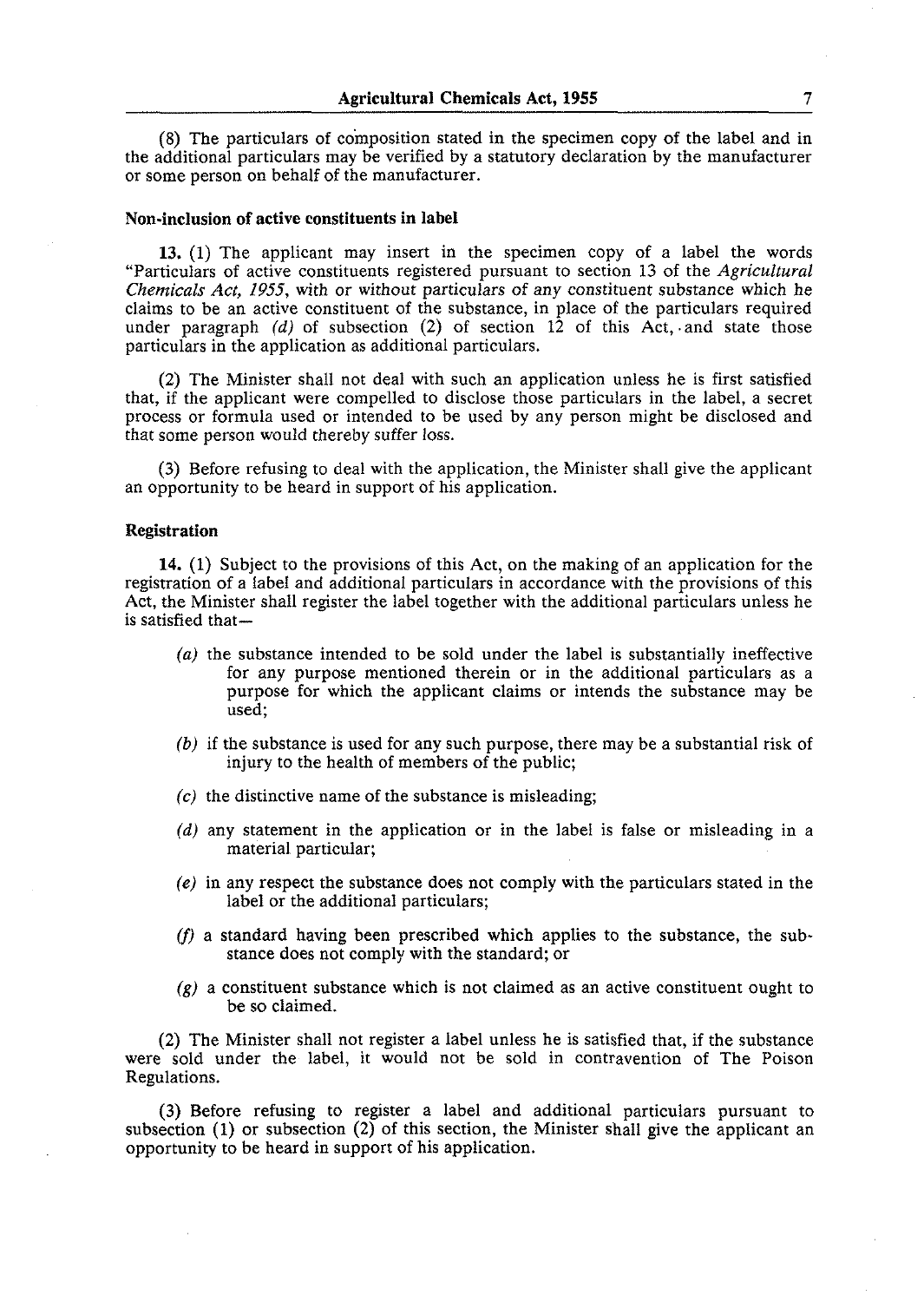(8) The particulars of composition stated in the specimen copy of the label and in the additional particulars may be verified by a statutory declaration by the manufacturer or some person on behalf of the manufacturer.

**Non-inclusion of active constituents in label**

**13.** (1) The applicant may insert in the specimen copy of a label the words "Particulars of active constituents registered pursuant to section 13 of the *Agricultural Chemicals Act, 1955*, with or without particulars of any constituent substance which he claims to be an active constituent of the substance, in place of the particulars required under paragraph *(d)* of subsection (2) of section 12 of this Act, and state those particulars in the application as additional particulars.

(2) The Minister shall not deal with such an application unless he is first satisfied that, if the applicant were compelled to disclose those particulars in the label, a secret process or formula used or intended to be used by any person might be disclosed and that some person would thereby suffer loss.

(3) Before refusing to deal with the application, the Minister shall give the applicant an opportunity to be heard in support of his application.

**Registration**

**14.** (1) Subject to the provisions of this Act, on the making of an application for the registration of a label and additional particulars in accordance with the provisions of this Act, the Minister shall register the label together with the additional particulars unless he is satisfied that—

*(a)* the substance intended to be sold under the label is substantially ineffective for any purpose mentioned therein or in the additional particulars as a purpose for which the applicant claims or intends the substance may be used;

*(b)* if the substance is used for any such purpose, there may be a substantial risk of injury to the health of members of the public;

*(c)* the distinctive name of the substance is misleading;

*(d)* any statement in the application or in the label is false or misleading in a material particular;

*(e)* in any respect the substance does not comply with the particulars stated in the label or the additional particulars;

*(f)* a standard having been prescribed which applies to the substance, the substance does not comply with the standard; or

*(g)* a constituent substance which is not claimed as an active constituent ought to be so claimed.

(2) The Minister shall not register a label unless he is satisfied that, if the substance were sold under the label, it would not be sold in contravention of The Poison Regulations.

(3) Before refusing to register a label and additional particulars pursuant to subsection (1) or subsection (2) of this section, the Minister shall give the applicant an opportunity to be heard in support of his application.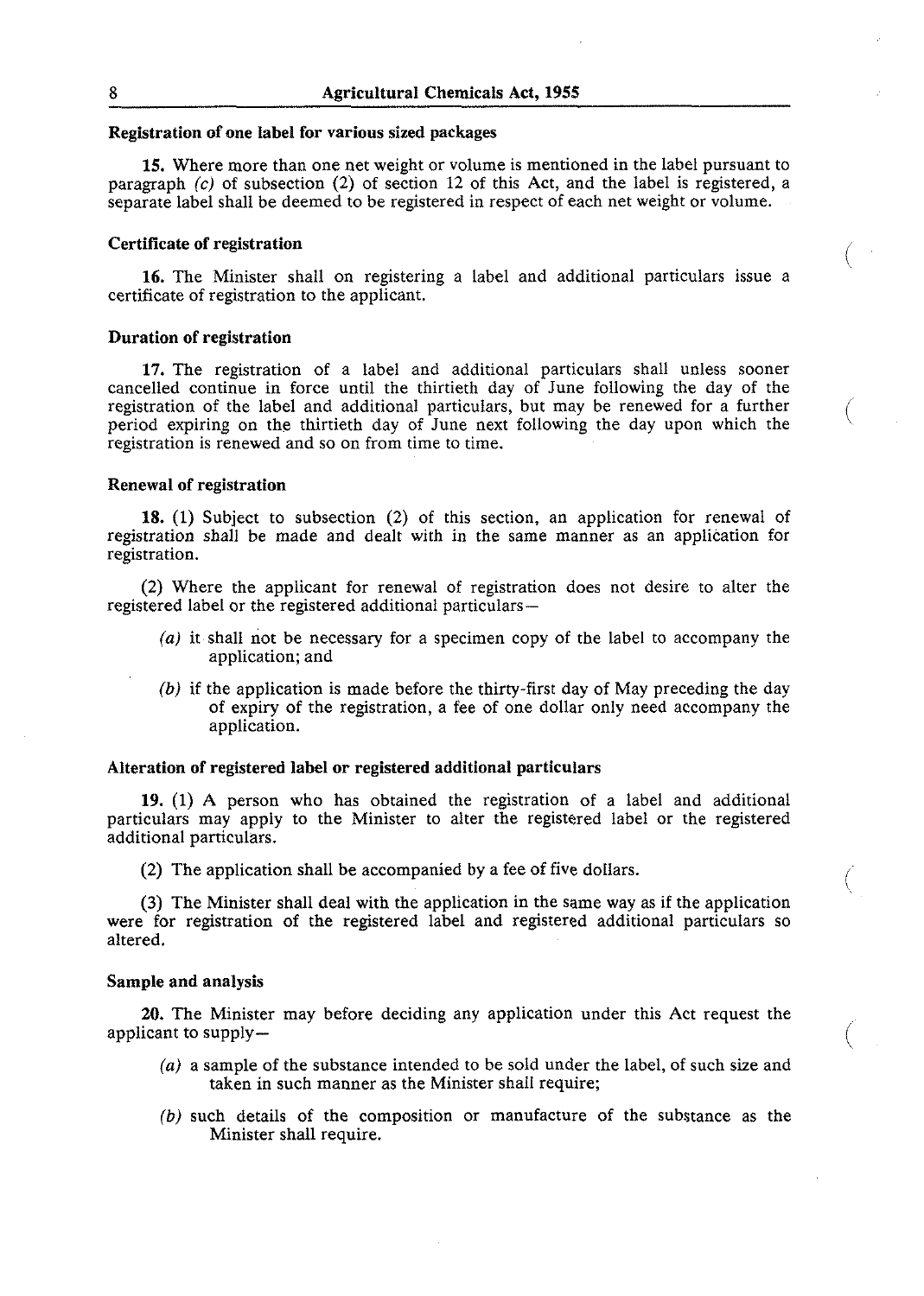#### Registration of one label for various sized packages

**15.** Where more than one net weight or volume is mentioned in the label pursuant to paragraph *(c)* of subsection (2) of section 12 of this Act, and the label is registered, a separate label shall be deemed to be registered in respect of each net weight or volume.

#### Certificate of registration

**16.** The Minister shall on registering a label and additional particulars issue a certificate of registration to the applicant.

#### Duration of registration

**17.** The registration of a label and additional particulars shall unless sooner cancelled continue in force until the thirtieth day of June following the day of the registration of the label and additional particulars, but may be renewed for a further period expiring on the thirtieth day of June next following the day upon which the registration is renewed and so on from time to time.

#### Renewal of registration

**18.** (1) Subject to subsection (2) of this section, an application for renewal of registration shall be made and dealt with in the same manner as an application for registration.

(2) Where the applicant for renewal of registration does not desire to alter the registered label or the registered additional particulars—

- *(a)* it shall not be necessary for a specimen copy of the label to accompany the application; and
- *(b)* if the application is made before the thirty-first day of May preceding the day of expiry of the registration, a fee of one dollar only need accompany the application.

#### Alteration of registered label or registered additional particulars

**19.** (1) A person who has obtained the registration of a label and additional particulars may apply to the Minister to alter the registered label or the registered additional particulars.

(2) The application shall be accompanied by a fee of five dollars.

(3) The Minister shall deal with the application in the same way as if the application were for registration of the registered label and registered additional particulars so altered.

#### Sample and analysis

**20.** The Minister may before deciding any application under this Act request the applicant to supply—

- *(a)* a sample of the substance intended to be sold under the label, of such size and taken in such manner as the Minister shall require;
- *(b)* such details of the composition or manufacture of the substance as the Minister shall require.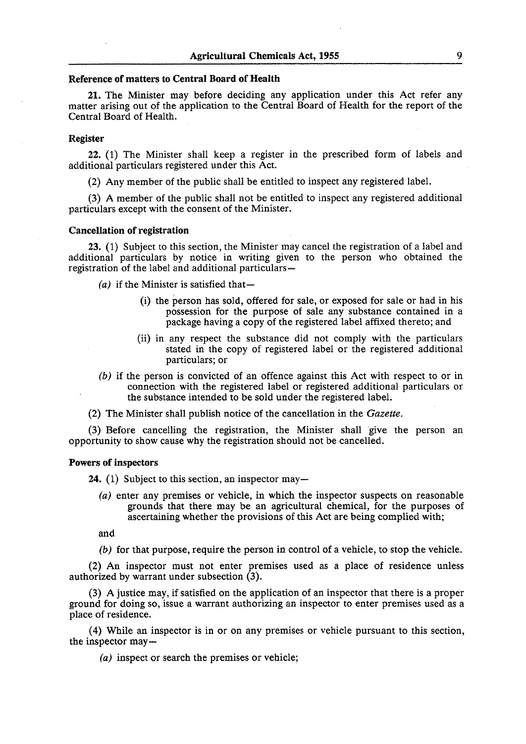#### Reference of matters to Central Board of Health

**21.** The Minister may before deciding any application under this Act refer any matter arising out of the application to the Central Board of Health for the report of the Central Board of Health.

#### Register

**22.** (1) The Minister shall keep a register in the prescribed form of labels and additional particulars registered under this Act.

(2) Any member of the public shall be entitled to inspect any registered label.

(3) A member of the public shall not be entitled to inspect any registered additional particulars except with the consent of the Minister.

#### Cancellation of registration

**23.** (1) Subject to this section, the Minister may cancel the registration of a label and additional particulars by notice in writing given to the person who obtained the registration of the label and additional particulars—

- *(a)* if the Minister is satisfied that—
  - (i) the person has sold, offered for sale, or exposed for sale or had in his possession for the purpose of sale any substance contained in a package having a copy of the registered label affixed thereto; and
  - (ii) in any respect the substance did not comply with the particulars stated in the copy of registered label or the registered additional particulars; or
- *(b)* if the person is convicted of an offence against this Act with respect to or in connection with the registered label or registered additional particulars or the substance intended to be sold under the registered label.

(2) The Minister shall publish notice of the cancellation in the *Gazette*.

(3) Before cancelling the registration, the Minister shall give the person an opportunity to show cause why the registration should not be cancelled.

#### Powers of inspectors

**24.** (1) Subject to this section, an inspector may—

- *(a)* enter any premises or vehicle, in which the inspector suspects on reasonable grounds that there may be an agricultural chemical, for the purposes of ascertaining whether the provisions of this Act are being complied with;

and

- *(b)* for that purpose, require the person in control of a vehicle, to stop the vehicle.

(2) An inspector must not enter premises used as a place of residence unless authorized by warrant under subsection (3).

(3) A justice may, if satisfied on the application of an inspector that there is a proper ground for doing so, issue a warrant authorizing an inspector to enter premises used as a place of residence.

(4) While an inspector is in or on any premises or vehicle pursuant to this section, the inspector may—

- *(a)* inspect or search the premises or vehicle;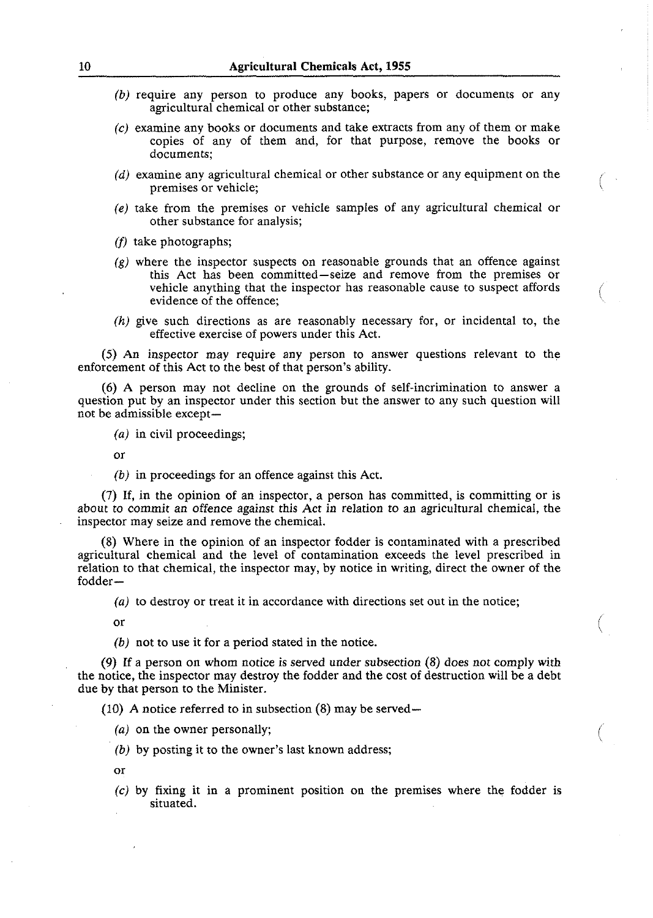*(b)* require any person to produce any books, papers or documents or any agricultural chemical or other substance;

*(c)* examine any books or documents and take extracts from any of them or make copies of any of them and, for that purpose, remove the books or documents;

*(d)* examine any agricultural chemical or other substance or any equipment on the premises or vehicle;

*(e)* take from the premises or vehicle samples of any agricultural chemical or other substance for analysis;

*(f)* take photographs;

*(g)* where the inspector suspects on reasonable grounds that an offence against this Act has been committed—seize and remove from the premises or vehicle anything that the inspector has reasonable cause to suspect affords evidence of the offence;

*(h)* give such directions as are reasonably necessary for, or incidental to, the effective exercise of powers under this Act.

(5) An inspector may require any person to answer questions relevant to the enforcement of this Act to the best of that person's ability.

(6) A person may not decline on the grounds of self-incrimination to answer a question put by an inspector under this section but the answer to any such question will not be admissible except—

*(a)* in civil proceedings;

or

*(b)* in proceedings for an offence against this Act.

(7) If, in the opinion of an inspector, a person has committed, is committing or is about to commit an offence against this Act in relation to an agricultural chemical, the inspector may seize and remove the chemical.

(8) Where in the opinion of an inspector fodder is contaminated with a prescribed agricultural chemical and the level of contamination exceeds the level prescribed in relation to that chemical, the inspector may, by notice in writing, direct the owner of the fodder—

*(a)* to destroy or treat it in accordance with directions set out in the notice;

or

*(b)* not to use it for a period stated in the notice.

(9) If a person on whom notice is served under subsection (8) does not comply with the notice, the inspector may destroy the fodder and the cost of destruction will be a debt due by that person to the Minister.

(10) A notice referred to in subsection (8) may be served—

*(a)* on the owner personally;

*(b)* by posting it to the owner's last known address;

or

*(c)* by fixing it in a prominent position on the premises where the fodder is situated.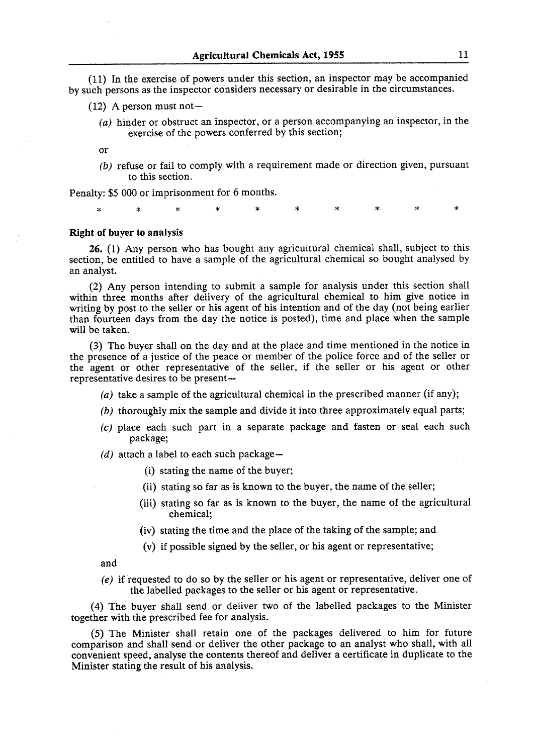(11) In the exercise of powers under this section, an inspector may be accompanied by such persons as the inspector considers necessary or desirable in the circumstances.

(12) A person must not—

*(a)* hinder or obstruct an inspector, or a person accompanying an inspector, in the exercise of the powers conferred by this section;

or

*(b)* refuse or fail to comply with a requirement made or direction given, pursuant to this section.

Penalty: $5 000 or imprisonment for 6 months.

\* \* \* \* \* \* \* \* \* \*

**Right of buyer to analysis**

**26.** (1) Any person who has bought any agricultural chemical shall, subject to this section, be entitled to have a sample of the agricultural chemical so bought analysed by an analyst.

(2) Any person intending to submit a sample for analysis under this section shall within three months after delivery of the agricultural chemical to him give notice in writing by post to the seller or his agent of his intention and of the day (not being earlier than fourteen days from the day the notice is posted), time and place when the sample will be taken.

(3) The buyer shall on the day and at the place and time mentioned in the notice in the presence of a justice of the peace or member of the police force and of the seller or the agent or other representative of the seller, if the seller or his agent or other representative desires to be present—

*(a)* take a sample of the agricultural chemical in the prescribed manner (if any);

*(b)* thoroughly mix the sample and divide it into three approximately equal parts;

*(c)* place each such part in a separate package and fasten or seal each such package;

*(d)* attach a label to each such package—

(i) stating the name of the buyer;

(ii) stating so far as is known to the buyer, the name of the seller;

(iii) stating so far as is known to the buyer, the name of the agricultural chemical;

(iv) stating the time and the place of the taking of the sample; and

(v) if possible signed by the seller, or his agent or representative;

and

*(e)* if requested to do so by the seller or his agent or representative, deliver one of the labelled packages to the seller or his agent or representative.

(4) The buyer shall send or deliver two of the labelled packages to the Minister together with the prescribed fee for analysis.

(5) The Minister shall retain one of the packages delivered to him for future comparison and shall send or deliver the other package to an analyst who shall, with all convenient speed, analyse the contents thereof and deliver a certificate in duplicate to the Minister stating the result of his analysis.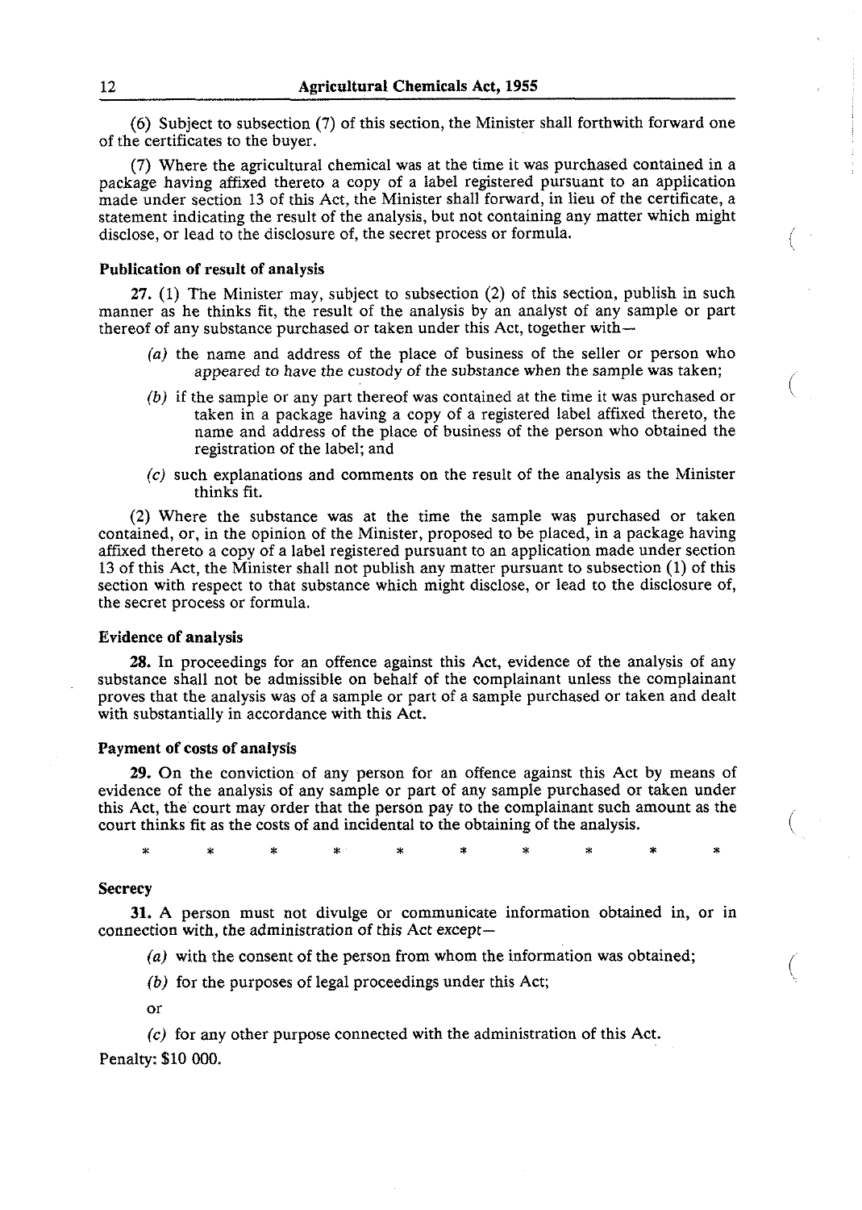(6) Subject to subsection (7) of this section, the Minister shall forthwith forward one of the certificates to the buyer.

(7) Where the agricultural chemical was at the time it was purchased contained in a package having affixed thereto a copy of a label registered pursuant to an application made under section 13 of this Act, the Minister shall forward, in lieu of the certificate, a statement indicating the result of the analysis, but not containing any matter which might disclose, or lead to the disclosure of, the secret process or formula.

**Publication of result of analysis**

**27.** (1) The Minister may, subject to subsection (2) of this section, publish in such manner as he thinks fit, the result of the analysis by an analyst of any sample or part thereof of any substance purchased or taken under this Act, together with—

*(a)* the name and address of the place of business of the seller or person who appeared to have the custody of the substance when the sample was taken;

*(b)* if the sample or any part thereof was contained at the time it was purchased or taken in a package having a copy of a registered label affixed thereto, the name and address of the place of business of the person who obtained the registration of the label; and

*(c)* such explanations and comments on the result of the analysis as the Minister thinks fit.

(2) Where the substance was at the time the sample was purchased or taken contained, or, in the opinion of the Minister, proposed to be placed, in a package having affixed thereto a copy of a label registered pursuant to an application made under section 13 of this Act, the Minister shall not publish any matter pursuant to subsection (1) of this section with respect to that substance which might disclose, or lead to the disclosure of, the secret process or formula.

**Evidence of analysis**

**28.** In proceedings for an offence against this Act, evidence of the analysis of any substance shall not be admissible on behalf of the complainant unless the complainant proves that the analysis was of a sample or part of a sample purchased or taken and dealt with substantially in accordance with this Act.

**Payment of costs of analysis**

**29.** On the conviction of any person for an offence against this Act by means of evidence of the analysis of any sample or part of any sample purchased or taken under this Act, the court may order that the person pay to the complainant such amount as the court thinks fit as the costs of and incidental to the obtaining of the analysis.

\* \* \* \* \* \* \* \* \* \*

**Secrecy**

**31.** A person must not divulge or communicate information obtained in, or in connection with, the administration of this Act except—

*(a)* with the consent of the person from whom the information was obtained;

*(b)* for the purposes of legal proceedings under this Act;

or

*(c)* for any other purpose connected with the administration of this Act.

Penalty: $10 000.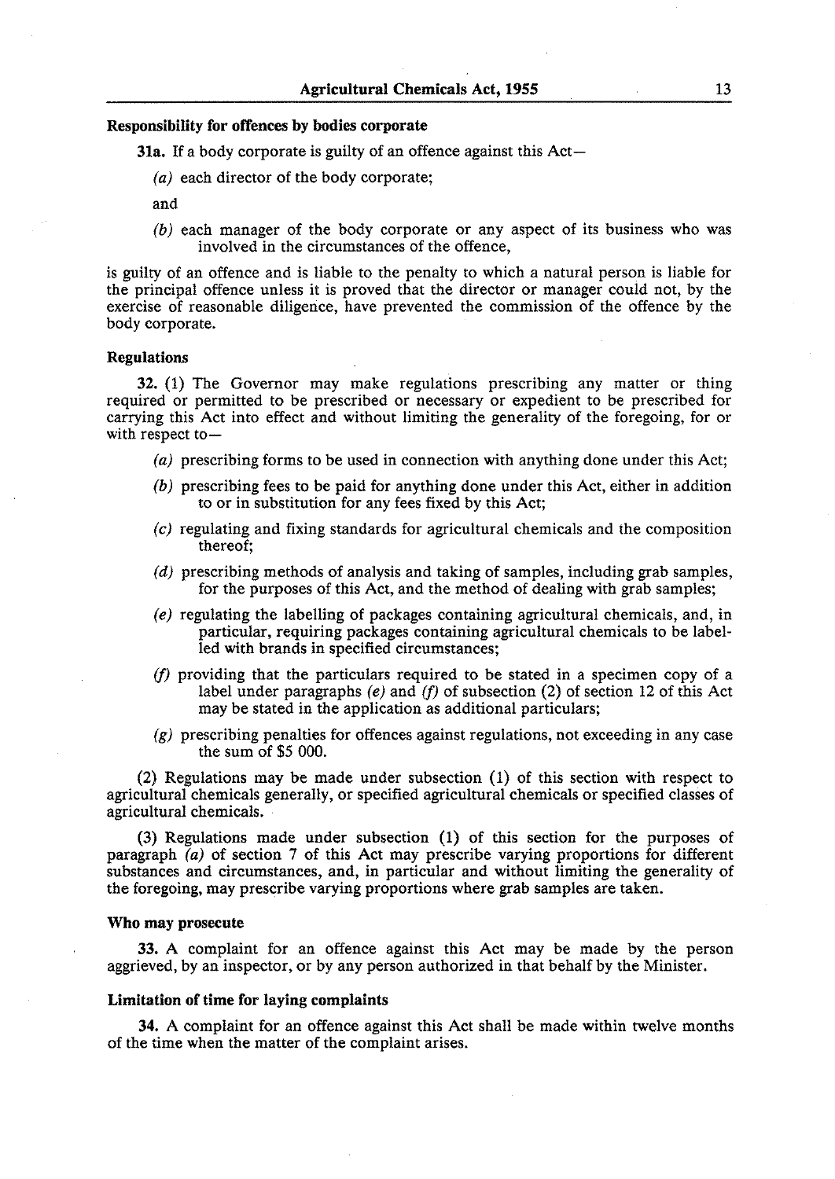#### Responsibility for offences by bodies corporate

**31a.** If a body corporate is guilty of an offence against this Act—

*(a)* each director of the body corporate;

and

*(b)* each manager of the body corporate or any aspect of its business who was involved in the circumstances of the offence,

is guilty of an offence and is liable to the penalty to which a natural person is liable for the principal offence unless it is proved that the director or manager could not, by the exercise of reasonable diligence, have prevented the commission of the offence by the body corporate.

#### Regulations

**32.** (1) The Governor may make regulations prescribing any matter or thing required or permitted to be prescribed or necessary or expedient to be prescribed for carrying this Act into effect and without limiting the generality of the foregoing, for or with respect to—

*(a)* prescribing forms to be used in connection with anything done under this Act;

*(b)* prescribing fees to be paid for anything done under this Act, either in addition to or in substitution for any fees fixed by this Act;

*(c)* regulating and fixing standards for agricultural chemicals and the composition thereof;

*(d)* prescribing methods of analysis and taking of samples, including grab samples, for the purposes of this Act, and the method of dealing with grab samples;

*(e)* regulating the labelling of packages containing agricultural chemicals, and, in particular, requiring packages containing agricultural chemicals to be labelled with brands in specified circumstances;

*(f)* providing that the particulars required to be stated in a specimen copy of a label under paragraphs *(e)* and *(f)* of subsection (2) of section 12 of this Act may be stated in the application as additional particulars;

*(g)* prescribing penalties for offences against regulations, not exceeding in any case the sum of $5 000.

(2) Regulations may be made under subsection (1) of this section with respect to agricultural chemicals generally, or specified agricultural chemicals or specified classes of agricultural chemicals.

(3) Regulations made under subsection (1) of this section for the purposes of paragraph *(a)* of section 7 of this Act may prescribe varying proportions for different substances and circumstances, and, in particular and without limiting the generality of the foregoing, may prescribe varying proportions where grab samples are taken.

#### Who may prosecute

**33.** A complaint for an offence against this Act may be made by the person aggrieved, by an inspector, or by any person authorized in that behalf by the Minister.

#### Limitation of time for laying complaints

**34.** A complaint for an offence against this Act shall be made within twelve months of the time when the matter of the complaint arises.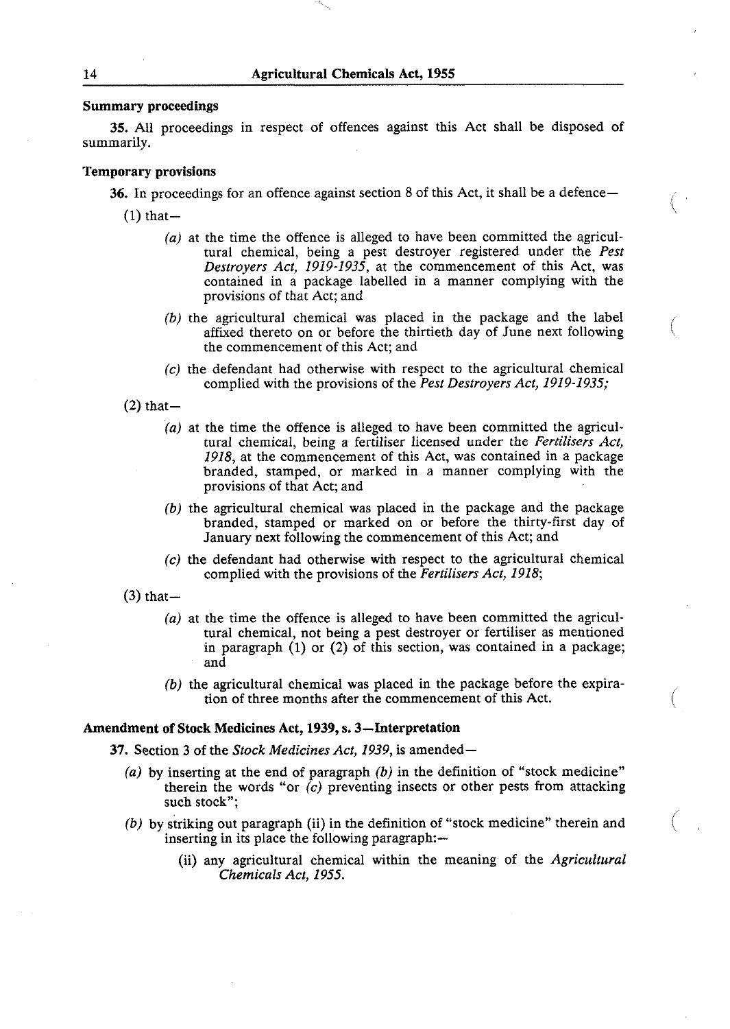**Summary proceedings**

**35.** All proceedings in respect of offences against this Act shall be disposed of summarily.

**Temporary provisions**

**36.** In proceedings for an offence against section 8 of this Act, it shall be a defence—

(1) that—

*(a)* at the time the offence is alleged to have been committed the agricultural chemical, being a pest destroyer registered under the *Pest Destroyers Act, 1919-1935*, at the commencement of this Act, was contained in a package labelled in a manner complying with the provisions of that Act; and

*(b)* the agricultural chemical was placed in the package and the label affixed thereto on or before the thirtieth day of June next following the commencement of this Act; and

*(c)* the defendant had otherwise with respect to the agricultural chemical complied with the provisions of the *Pest Destroyers Act, 1919-1935;*

(2) that—

*(a)* at the time the offence is alleged to have been committed the agricultural chemical, being a fertiliser licensed under the *Fertilisers Act, 1918*, at the commencement of this Act, was contained in a package branded, stamped, or marked in a manner complying with the provisions of that Act; and

*(b)* the agricultural chemical was placed in the package and the package branded, stamped or marked on or before the thirty-first day of January next following the commencement of this Act; and

*(c)* the defendant had otherwise with respect to the agricultural chemical complied with the provisions of the *Fertilisers Act, 1918*;

(3) that—

*(a)* at the time the offence is alleged to have been committed the agricultural chemical, not being a pest destroyer or fertiliser as mentioned in paragraph (1) or (2) of this section, was contained in a package; and

*(b)* the agricultural chemical was placed in the package before the expiration of three months after the commencement of this Act.

**Amendment of Stock Medicines Act, 1939, s. 3—Interpretation**

**37.** Section 3 of the *Stock Medicines Act, 1939*, is amended—

*(a)* by inserting at the end of paragraph *(b)* in the definition of "stock medicine" therein the words "or *(c)* preventing insects or other pests from attacking such stock";

*(b)* by striking out paragraph (ii) in the definition of "stock medicine" therein and inserting in its place the following paragraph:—

(ii) any agricultural chemical within the meaning of the *Agricultural Chemicals Act, 1955.*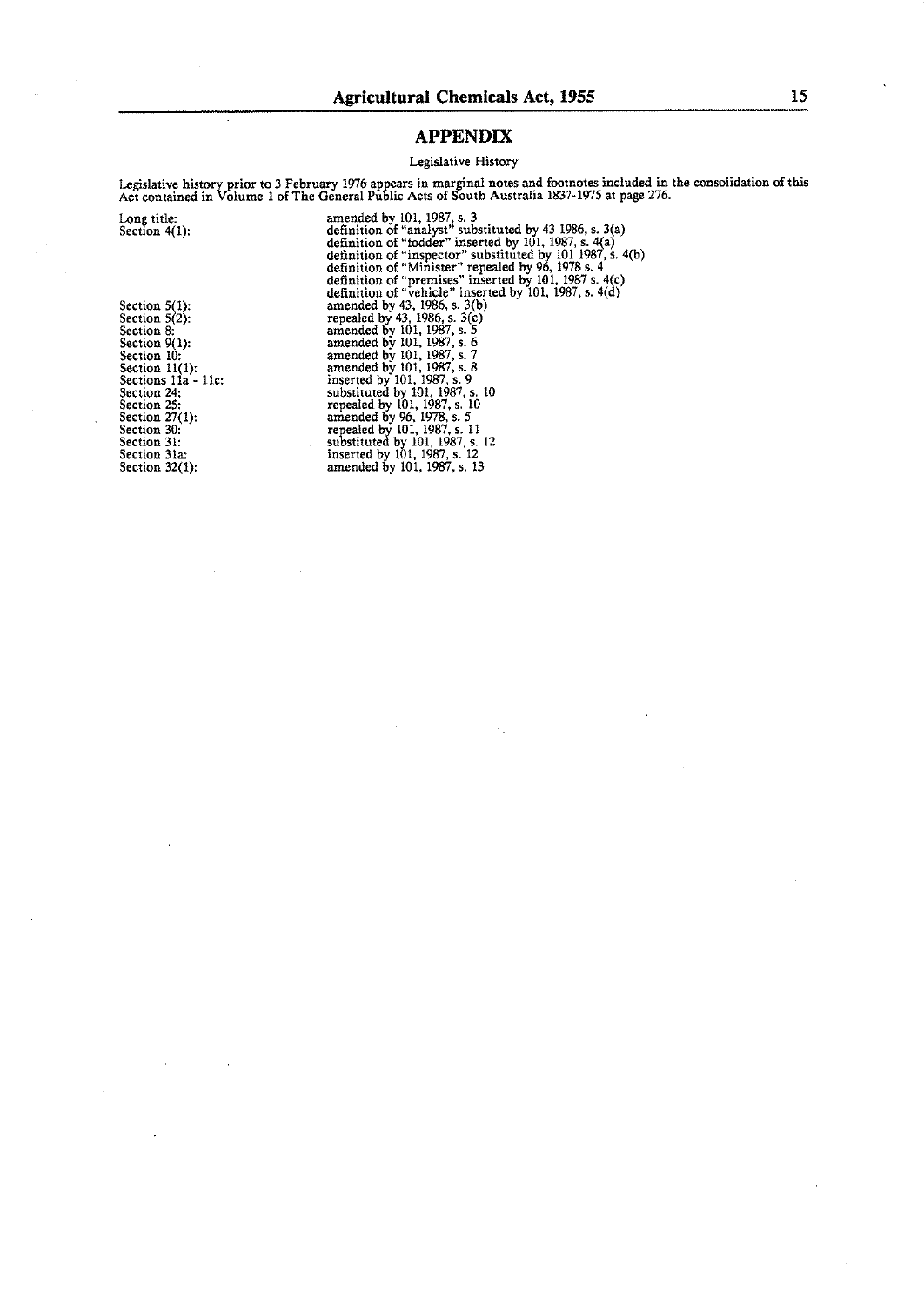## APPENDIX

Legislative History

Legislative history prior to 3 February 1976 appears in marginal notes and footnotes included in the consolidation of this Act contained in Volume 1 of The General Public Acts of South Australia 1837-1975 at page 276.

| | |
|---|---|
| Long title: | amended by 101, 1987, s. 3 |
| Section 4(1): | definition of "analyst" substituted by 43 1986, s. 3(a) |
| | definition of "fodder" inserted by 101, 1987, s. 4(a) |
| | definition of "inspector" substituted by 101 1987, s. 4(b) |
| | definition of "Minister" repealed by 96, 1978 s. 4 |
| | definition of "premises" inserted by 101, 1987 s. 4(c) |
| | definition of "vehicle" inserted by 101, 1987, s. 4(d) |
| Section 5(1): | amended by 43, 1986, s. 3(b) |
| Section 5(2): | repealed by 43, 1986, s. 3(c) |
| Section 8: | amended by 101, 1987, s. 5 |
| Section 9(1): | amended by 101, 1987, s. 6 |
| Section 10: | amended by 101, 1987, s. 7 |
| Section 11(1): | amended by 101, 1987, s. 8 |
| Sections 11a - 11c: | inserted by 101, 1987, s. 9 |
| Section 24: | substituted by 101, 1987, s. 10 |
| Section 25: | repealed by 101, 1987, s. 10 |
| Section 27(1): | amended by 96, 1978, s. 5 |
| Section 30: | repealed by 101, 1987, s. 11 |
| Section 31: | substituted by 101, 1987, s. 12 |
| Section 31a: | inserted by 101, 1987, s. 12 |
| Section 32(1): | amended by 101, 1987, s. 13 |